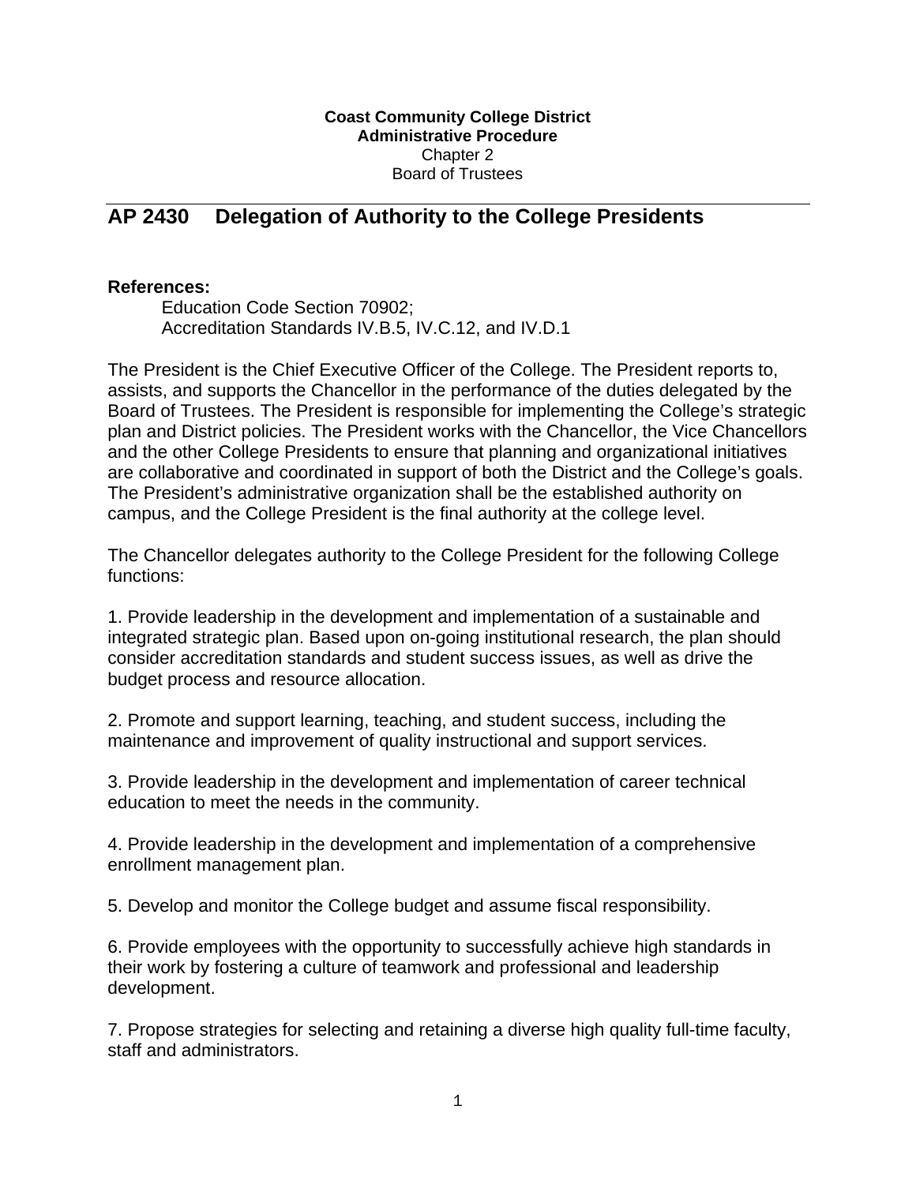**Coast Community College District**
**Administrative Procedure**
Chapter 2
Board of Trustees

# AP 2430 Delegation of Authority to the College Presidents

**References:**

Education Code Section 70902;
Accreditation Standards IV.B.5, IV.C.12, and IV.D.1

The President is the Chief Executive Officer of the College. The President reports to, assists, and supports the Chancellor in the performance of the duties delegated by the Board of Trustees. The President is responsible for implementing the College's strategic plan and District policies. The President works with the Chancellor, the Vice Chancellors and the other College Presidents to ensure that planning and organizational initiatives are collaborative and coordinated in support of both the District and the College's goals. The President's administrative organization shall be the established authority on campus, and the College President is the final authority at the college level.

The Chancellor delegates authority to the College President for the following College functions:

1. Provide leadership in the development and implementation of a sustainable and integrated strategic plan. Based upon on-going institutional research, the plan should consider accreditation standards and student success issues, as well as drive the budget process and resource allocation.

2. Promote and support learning, teaching, and student success, including the maintenance and improvement of quality instructional and support services.

3. Provide leadership in the development and implementation of career technical education to meet the needs in the community.

4. Provide leadership in the development and implementation of a comprehensive enrollment management plan.

5. Develop and monitor the College budget and assume fiscal responsibility.

6. Provide employees with the opportunity to successfully achieve high standards in their work by fostering a culture of teamwork and professional and leadership development.

7. Propose strategies for selecting and retaining a diverse high quality full-time faculty, staff and administrators.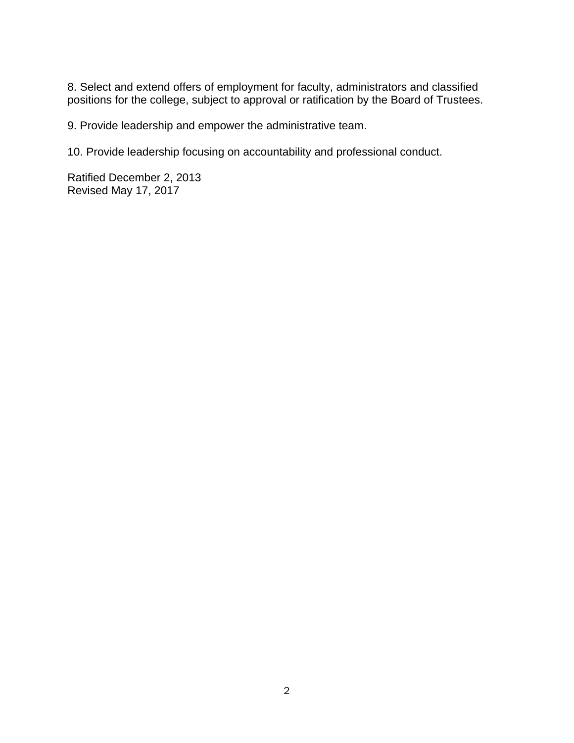8. Select and extend offers of employment for faculty, administrators and classified positions for the college, subject to approval or ratification by the Board of Trustees.

9. Provide leadership and empower the administrative team.

10. Provide leadership focusing on accountability and professional conduct.

Ratified December 2, 2013
Revised May 17, 2017